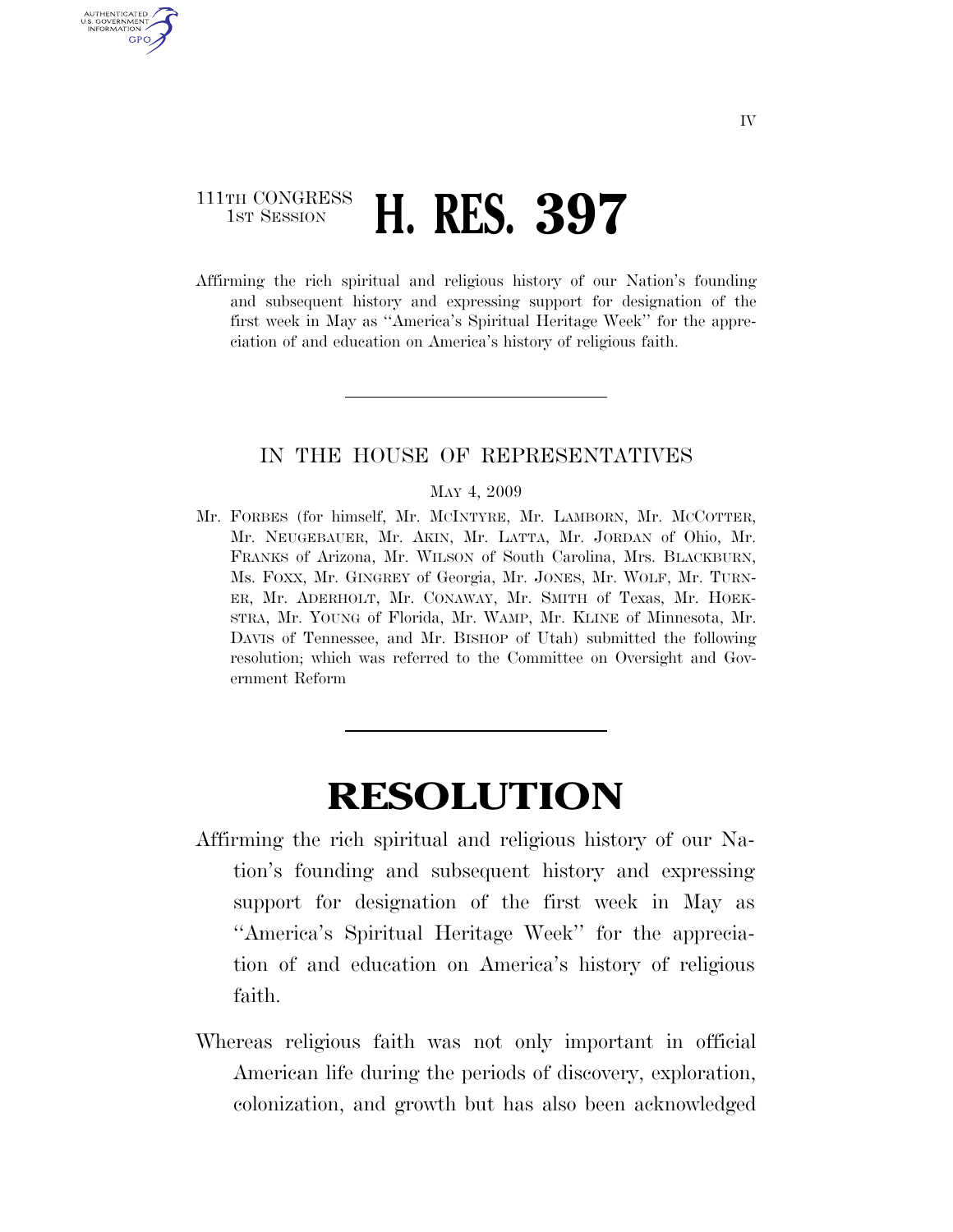111TH CONGRESS
1ST SESSION

# H. RES. 397

Affirming the rich spiritual and religious history of our Nation's founding and subsequent history and expressing support for designation of the first week in May as "America's Spiritual Heritage Week" for the appreciation of and education on America's history of religious faith.

---

IN THE HOUSE OF REPRESENTATIVES

MAY 4, 2009

Mr. FORBES (for himself, Mr. MCINTYRE, Mr. LAMBORN, Mr. MCCOTTER, Mr. NEUGEBAUER, Mr. AKIN, Mr. LATTA, Mr. JORDAN of Ohio, Mr. FRANKS of Arizona, Mr. WILSON of South Carolina, Mrs. BLACKBURN, Ms. FOXX, Mr. GINGREY of Georgia, Mr. JONES, Mr. WOLF, Mr. TURNER, Mr. ADERHOLT, Mr. CONAWAY, Mr. SMITH of Texas, Mr. HOEKSTRA, Mr. YOUNG of Florida, Mr. WAMP, Mr. KLINE of Minnesota, Mr. DAVIS of Tennessee, and Mr. BISHOP of Utah) submitted the following resolution; which was referred to the Committee on Oversight and Government Reform

---

# RESOLUTION

Affirming the rich spiritual and religious history of our Nation's founding and subsequent history and expressing support for designation of the first week in May as "America's Spiritual Heritage Week" for the appreciation of and education on America's history of religious faith.

Whereas religious faith was not only important in official American life during the periods of discovery, exploration, colonization, and growth but has also been acknowledged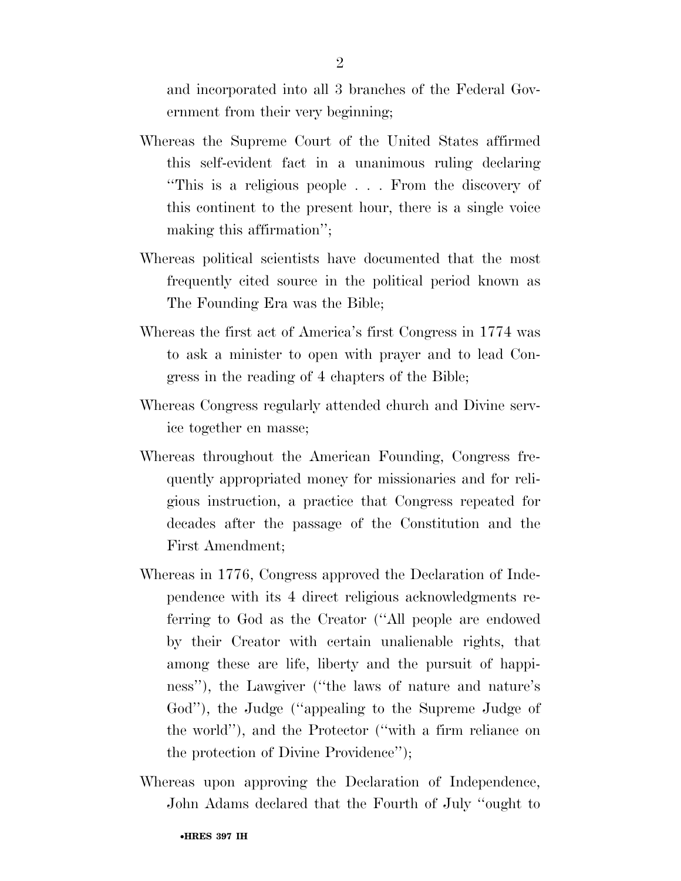and incorporated into all 3 branches of the Federal Government from their very beginning;

Whereas the Supreme Court of the United States affirmed this self-evident fact in a unanimous ruling declaring ''This is a religious people . . . From the discovery of this continent to the present hour, there is a single voice making this affirmation'';

Whereas political scientists have documented that the most frequently cited source in the political period known as The Founding Era was the Bible;

Whereas the first act of America's first Congress in 1774 was to ask a minister to open with prayer and to lead Congress in the reading of 4 chapters of the Bible;

Whereas Congress regularly attended church and Divine service together en masse;

Whereas throughout the American Founding, Congress frequently appropriated money for missionaries and for religious instruction, a practice that Congress repeated for decades after the passage of the Constitution and the First Amendment;

Whereas in 1776, Congress approved the Declaration of Independence with its 4 direct religious acknowledgments referring to God as the Creator (''All people are endowed by their Creator with certain unalienable rights, that among these are life, liberty and the pursuit of happiness''), the Lawgiver (''the laws of nature and nature's God''), the Judge (''appealing to the Supreme Judge of the world''), and the Protector (''with a firm reliance on the protection of Divine Providence'');

Whereas upon approving the Declaration of Independence, John Adams declared that the Fourth of July ''ought to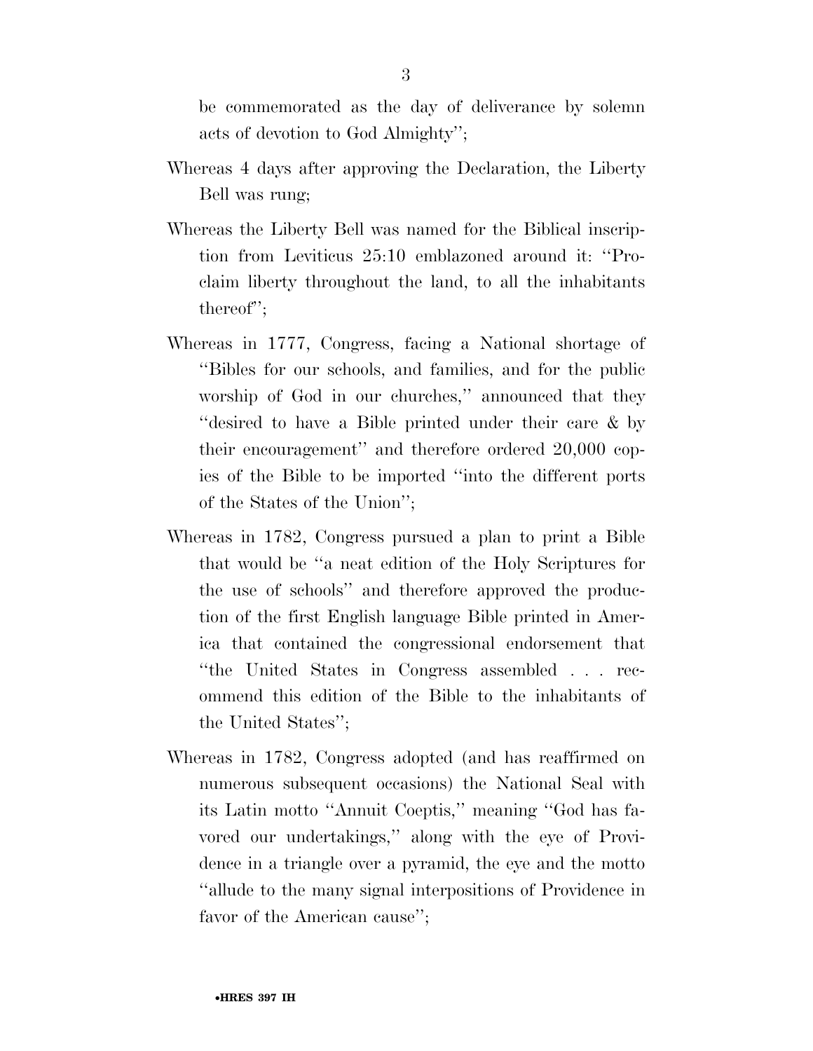be commemorated as the day of deliverance by solemn acts of devotion to God Almighty'';

Whereas 4 days after approving the Declaration, the Liberty Bell was rung;

Whereas the Liberty Bell was named for the Biblical inscription from Leviticus 25:10 emblazoned around it: ''Proclaim liberty throughout the land, to all the inhabitants thereof'';

Whereas in 1777, Congress, facing a National shortage of ''Bibles for our schools, and families, and for the public worship of God in our churches,'' announced that they ''desired to have a Bible printed under their care & by their encouragement'' and therefore ordered 20,000 copies of the Bible to be imported ''into the different ports of the States of the Union'';

Whereas in 1782, Congress pursued a plan to print a Bible that would be ''a neat edition of the Holy Scriptures for the use of schools'' and therefore approved the production of the first English language Bible printed in America that contained the congressional endorsement that ''the United States in Congress assembled . . . recommend this edition of the Bible to the inhabitants of the United States'';

Whereas in 1782, Congress adopted (and has reaffirmed on numerous subsequent occasions) the National Seal with its Latin motto ''Annuit Coeptis,'' meaning ''God has favored our undertakings,'' along with the eye of Providence in a triangle over a pyramid, the eye and the motto ''allude to the many signal interpositions of Providence in favor of the American cause'';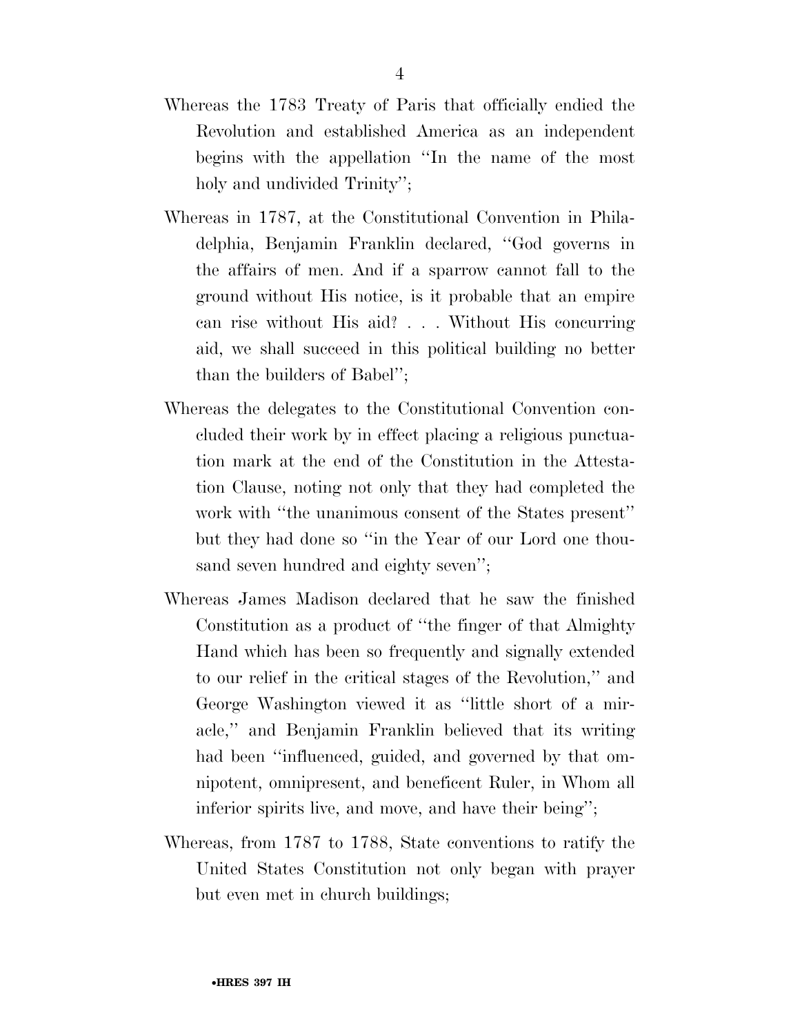Whereas the 1783 Treaty of Paris that officially endied the Revolution and established America as an independent begins with the appellation ''In the name of the most holy and undivided Trinity'';

Whereas in 1787, at the Constitutional Convention in Philadelphia, Benjamin Franklin declared, ''God governs in the affairs of men. And if a sparrow cannot fall to the ground without His notice, is it probable that an empire can rise without His aid? . . . Without His concurring aid, we shall succeed in this political building no better than the builders of Babel'';

Whereas the delegates to the Constitutional Convention concluded their work by in effect placing a religious punctuation mark at the end of the Constitution in the Attestation Clause, noting not only that they had completed the work with ''the unanimous consent of the States present'' but they had done so ''in the Year of our Lord one thousand seven hundred and eighty seven'';

Whereas James Madison declared that he saw the finished Constitution as a product of ''the finger of that Almighty Hand which has been so frequently and signally extended to our relief in the critical stages of the Revolution,'' and George Washington viewed it as ''little short of a miracle,'' and Benjamin Franklin believed that its writing had been ''influenced, guided, and governed by that omnipotent, omnipresent, and beneficent Ruler, in Whom all inferior spirits live, and move, and have their being'';

Whereas, from 1787 to 1788, State conventions to ratify the United States Constitution not only began with prayer but even met in church buildings;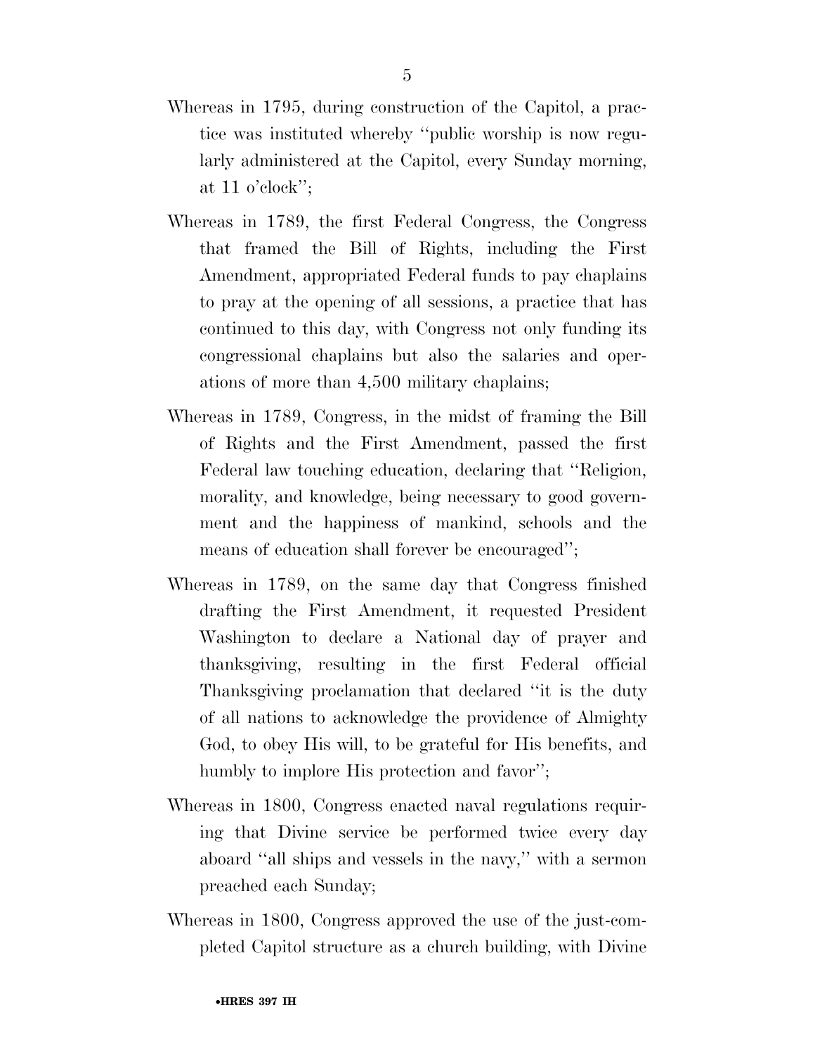Whereas in 1795, during construction of the Capitol, a practice was instituted whereby ''public worship is now regularly administered at the Capitol, every Sunday morning, at 11 o'clock'';

Whereas in 1789, the first Federal Congress, the Congress that framed the Bill of Rights, including the First Amendment, appropriated Federal funds to pay chaplains to pray at the opening of all sessions, a practice that has continued to this day, with Congress not only funding its congressional chaplains but also the salaries and operations of more than 4,500 military chaplains;

Whereas in 1789, Congress, in the midst of framing the Bill of Rights and the First Amendment, passed the first Federal law touching education, declaring that ''Religion, morality, and knowledge, being necessary to good government and the happiness of mankind, schools and the means of education shall forever be encouraged'';

Whereas in 1789, on the same day that Congress finished drafting the First Amendment, it requested President Washington to declare a National day of prayer and thanksgiving, resulting in the first Federal official Thanksgiving proclamation that declared ''it is the duty of all nations to acknowledge the providence of Almighty God, to obey His will, to be grateful for His benefits, and humbly to implore His protection and favor'';

Whereas in 1800, Congress enacted naval regulations requiring that Divine service be performed twice every day aboard ''all ships and vessels in the navy,'' with a sermon preached each Sunday;

Whereas in 1800, Congress approved the use of the just-completed Capitol structure as a church building, with Divine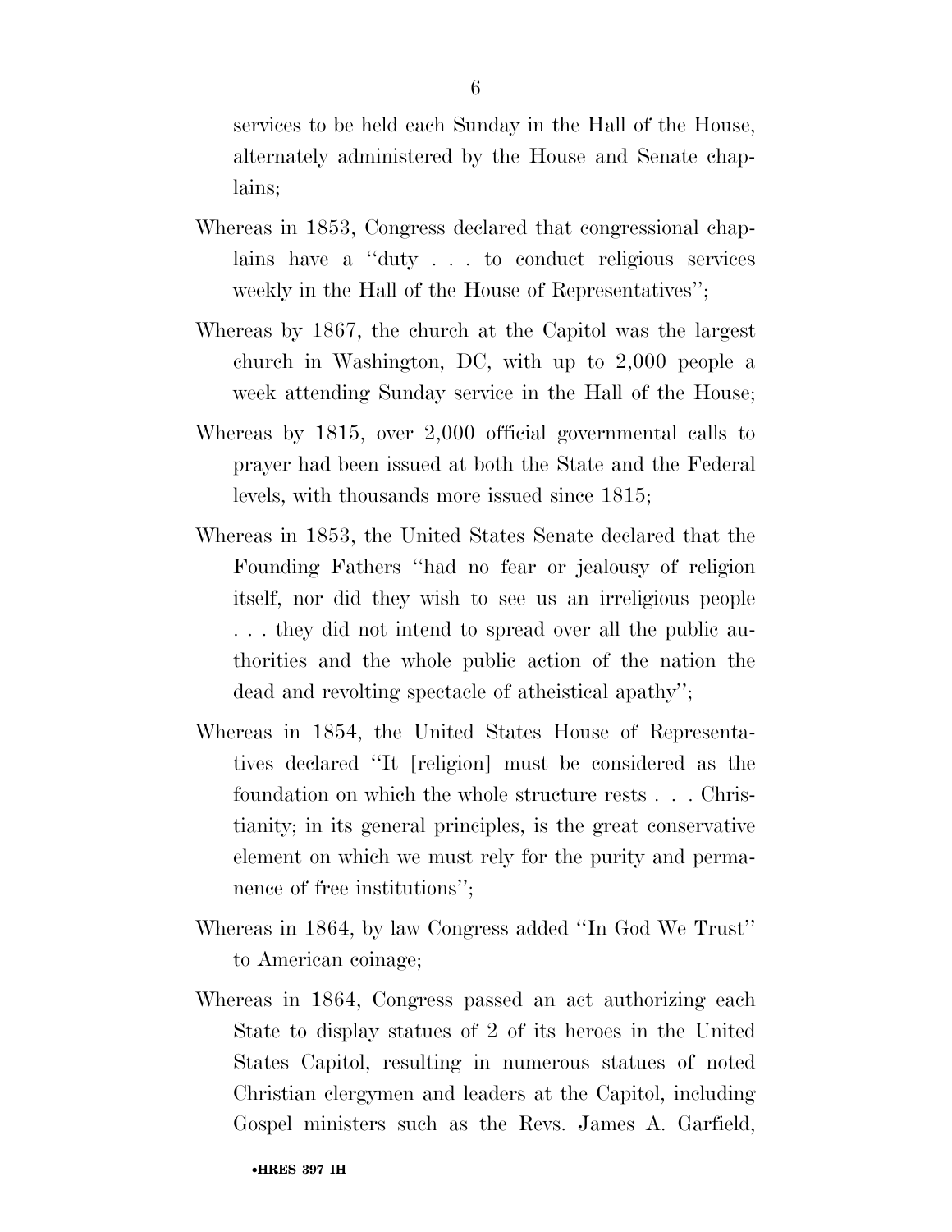services to be held each Sunday in the Hall of the House, alternately administered by the House and Senate chaplains;

Whereas in 1853, Congress declared that congressional chaplains have a ''duty . . . to conduct religious services weekly in the Hall of the House of Representatives'';

Whereas by 1867, the church at the Capitol was the largest church in Washington, DC, with up to 2,000 people a week attending Sunday service in the Hall of the House;

Whereas by 1815, over 2,000 official governmental calls to prayer had been issued at both the State and the Federal levels, with thousands more issued since 1815;

Whereas in 1853, the United States Senate declared that the Founding Fathers ''had no fear or jealousy of religion itself, nor did they wish to see us an irreligious people . . . they did not intend to spread over all the public authorities and the whole public action of the nation the dead and revolting spectacle of atheistical apathy'';

Whereas in 1854, the United States House of Representatives declared ''It [religion] must be considered as the foundation on which the whole structure rests . . . Christianity; in its general principles, is the great conservative element on which we must rely for the purity and permanence of free institutions'';

Whereas in 1864, by law Congress added ''In God We Trust'' to American coinage;

Whereas in 1864, Congress passed an act authorizing each State to display statues of 2 of its heroes in the United States Capitol, resulting in numerous statues of noted Christian clergymen and leaders at the Capitol, including Gospel ministers such as the Revs. James A. Garfield,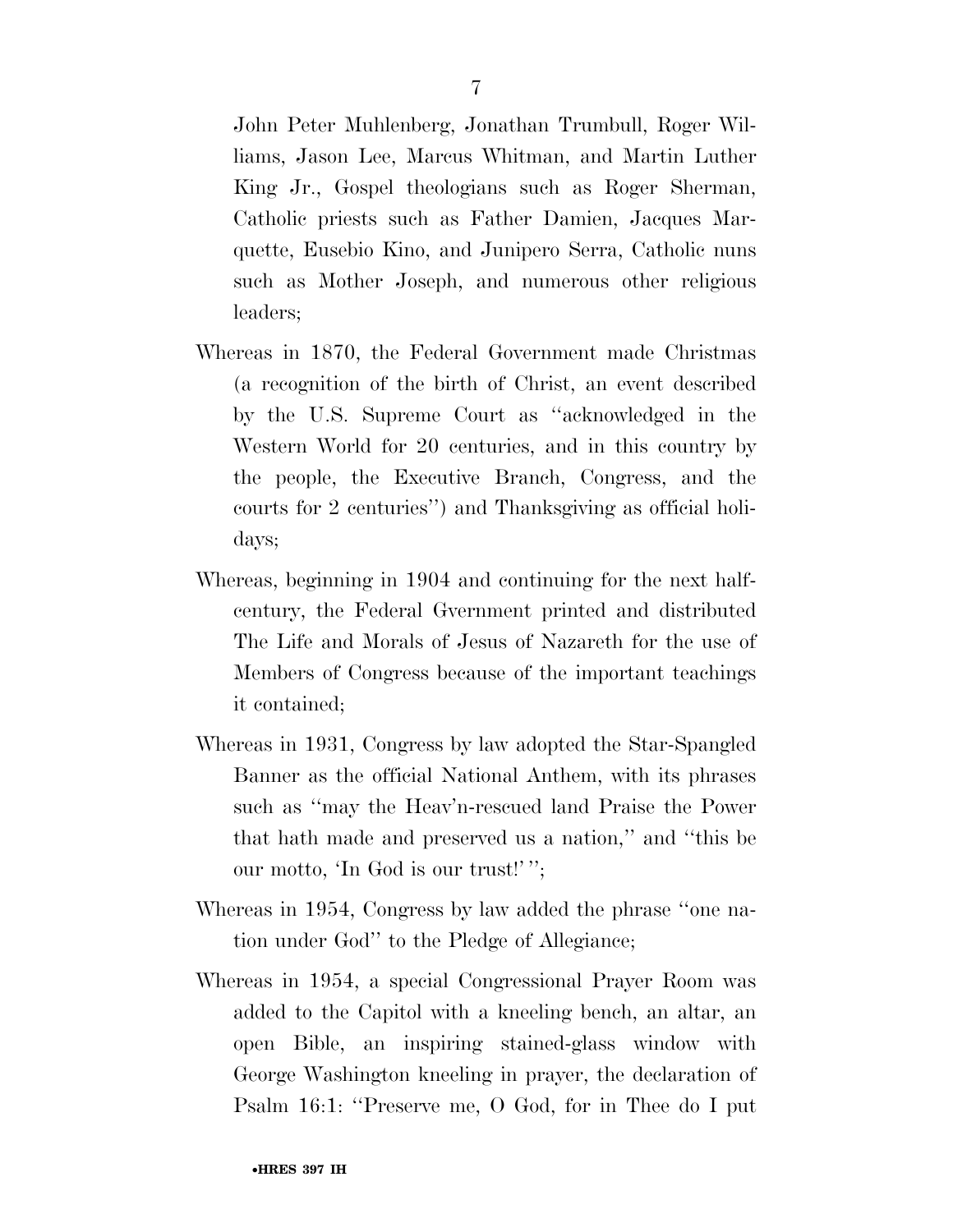John Peter Muhlenberg, Jonathan Trumbull, Roger Williams, Jason Lee, Marcus Whitman, and Martin Luther King Jr., Gospel theologians such as Roger Sherman, Catholic priests such as Father Damien, Jacques Marquette, Eusebio Kino, and Junipero Serra, Catholic nuns such as Mother Joseph, and numerous other religious leaders;

Whereas in 1870, the Federal Government made Christmas (a recognition of the birth of Christ, an event described by the U.S. Supreme Court as ''acknowledged in the Western World for 20 centuries, and in this country by the people, the Executive Branch, Congress, and the courts for 2 centuries'') and Thanksgiving as official holidays;

Whereas, beginning in 1904 and continuing for the next half-century, the Federal Gvernment printed and distributed The Life and Morals of Jesus of Nazareth for the use of Members of Congress because of the important teachings it contained;

Whereas in 1931, Congress by law adopted the Star-Spangled Banner as the official National Anthem, with its phrases such as ''may the Heav'n-rescued land Praise the Power that hath made and preserved us a nation,'' and ''this be our motto, 'In God is our trust!' '';

Whereas in 1954, Congress by law added the phrase ''one nation under God'' to the Pledge of Allegiance;

Whereas in 1954, a special Congressional Prayer Room was added to the Capitol with a kneeling bench, an altar, an open Bible, an inspiring stained-glass window with George Washington kneeling in prayer, the declaration of Psalm 16:1: ''Preserve me, O God, for in Thee do I put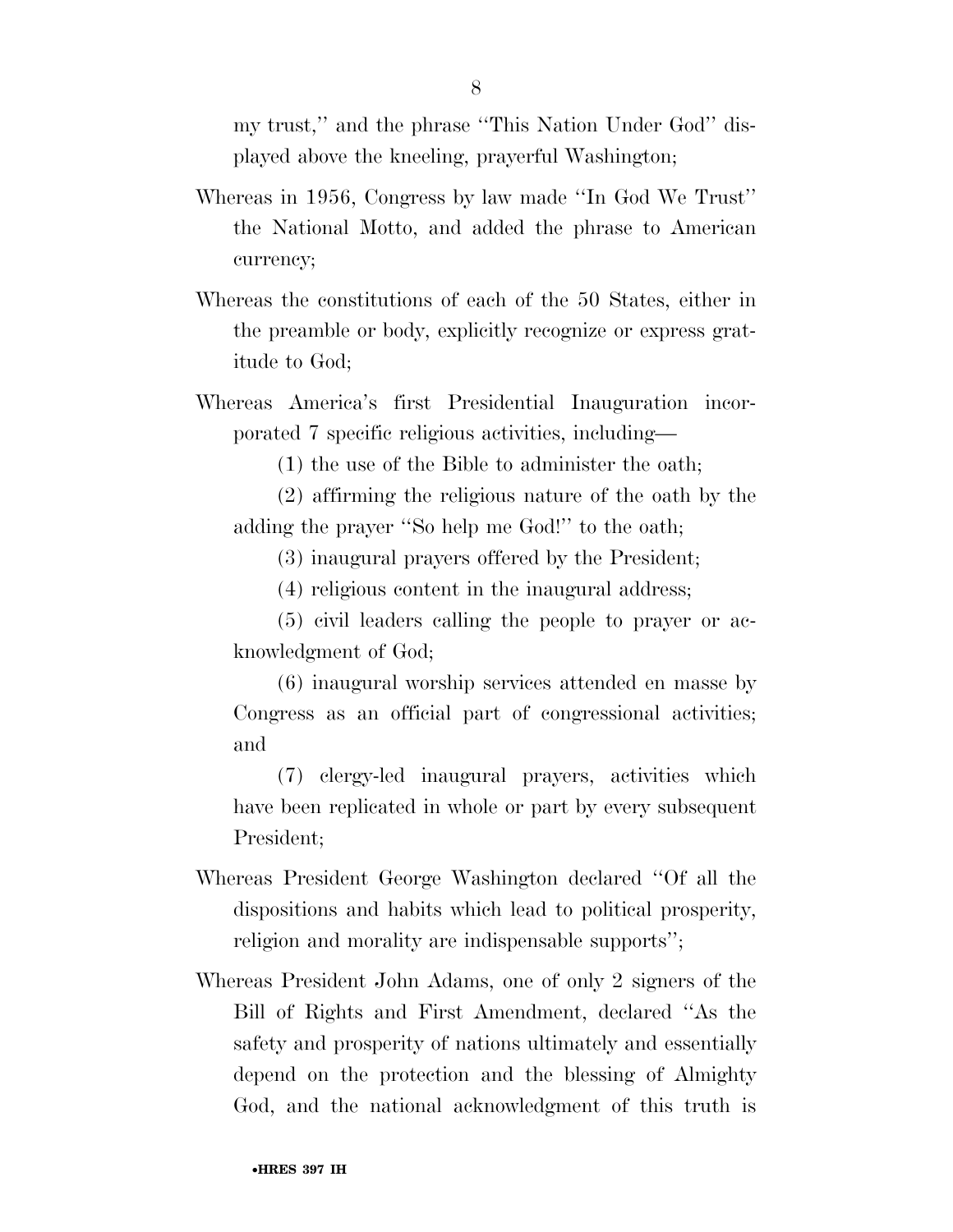my trust," and the phrase "This Nation Under God" displayed above the kneeling, prayerful Washington;

Whereas in 1956, Congress by law made "In God We Trust" the National Motto, and added the phrase to American currency;

Whereas the constitutions of each of the 50 States, either in the preamble or body, explicitly recognize or express gratitude to God;

Whereas America's first Presidential Inauguration incorporated 7 specific religious activities, including—

(1) the use of the Bible to administer the oath;

(2) affirming the religious nature of the oath by the adding the prayer "So help me God!" to the oath;

(3) inaugural prayers offered by the President;

(4) religious content in the inaugural address;

(5) civil leaders calling the people to prayer or acknowledgment of God;

(6) inaugural worship services attended en masse by Congress as an official part of congressional activities; and

(7) clergy-led inaugural prayers, activities which have been replicated in whole or part by every subsequent President;

Whereas President George Washington declared "Of all the dispositions and habits which lead to political prosperity, religion and morality are indispensable supports";

Whereas President John Adams, one of only 2 signers of the Bill of Rights and First Amendment, declared "As the safety and prosperity of nations ultimately and essentially depend on the protection and the blessing of Almighty God, and the national acknowledgment of this truth is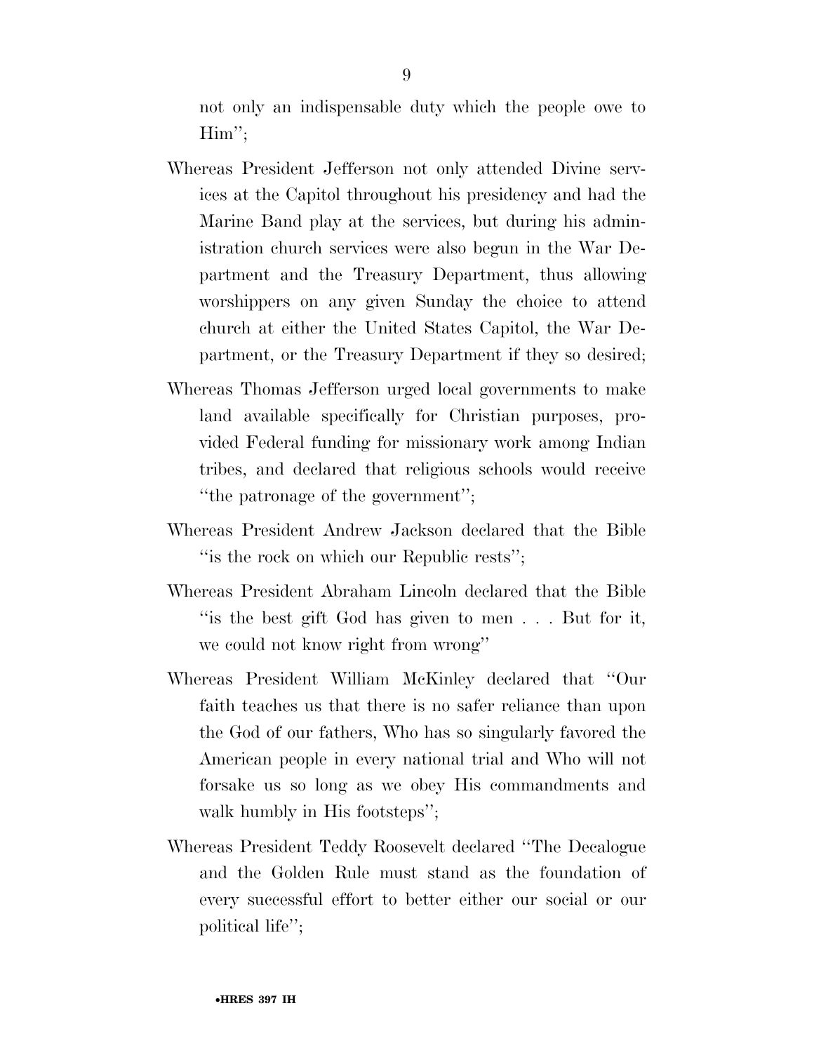not only an indispensable duty which the people owe to Him'';

Whereas President Jefferson not only attended Divine services at the Capitol throughout his presidency and had the Marine Band play at the services, but during his administration church services were also begun in the War Department and the Treasury Department, thus allowing worshippers on any given Sunday the choice to attend church at either the United States Capitol, the War Department, or the Treasury Department if they so desired;

Whereas Thomas Jefferson urged local governments to make land available specifically for Christian purposes, provided Federal funding for missionary work among Indian tribes, and declared that religious schools would receive ''the patronage of the government'';

Whereas President Andrew Jackson declared that the Bible ''is the rock on which our Republic rests'';

Whereas President Abraham Lincoln declared that the Bible ''is the best gift God has given to men . . . But for it, we could not know right from wrong''

Whereas President William McKinley declared that ''Our faith teaches us that there is no safer reliance than upon the God of our fathers, Who has so singularly favored the American people in every national trial and Who will not forsake us so long as we obey His commandments and walk humbly in His footsteps'';

Whereas President Teddy Roosevelt declared ''The Decalogue and the Golden Rule must stand as the foundation of every successful effort to better either our social or our political life'';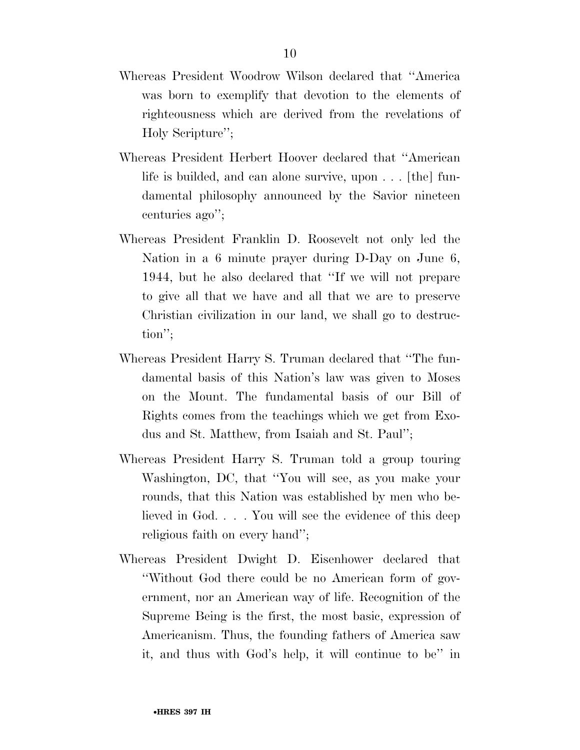Whereas President Woodrow Wilson declared that "America was born to exemplify that devotion to the elements of righteousness which are derived from the revelations of Holy Scripture";

Whereas President Herbert Hoover declared that "American life is builded, and can alone survive, upon . . . [the] fundamental philosophy announced by the Savior nineteen centuries ago";

Whereas President Franklin D. Roosevelt not only led the Nation in a 6 minute prayer during D-Day on June 6, 1944, but he also declared that "If we will not prepare to give all that we have and all that we are to preserve Christian civilization in our land, we shall go to destruction";

Whereas President Harry S. Truman declared that "The fundamental basis of this Nation's law was given to Moses on the Mount. The fundamental basis of our Bill of Rights comes from the teachings which we get from Exodus and St. Matthew, from Isaiah and St. Paul";

Whereas President Harry S. Truman told a group touring Washington, DC, that "You will see, as you make your rounds, that this Nation was established by men who believed in God. . . . You will see the evidence of this deep religious faith on every hand";

Whereas President Dwight D. Eisenhower declared that "Without God there could be no American form of government, nor an American way of life. Recognition of the Supreme Being is the first, the most basic, expression of Americanism. Thus, the founding fathers of America saw it, and thus with God's help, it will continue to be" in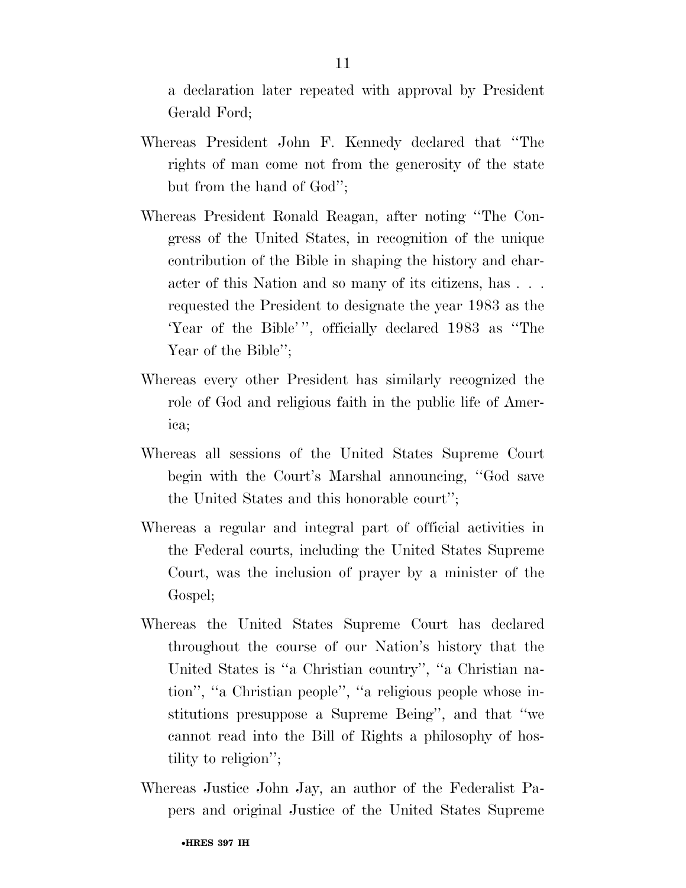a declaration later repeated with approval by President Gerald Ford;

Whereas President John F. Kennedy declared that ''The rights of man come not from the generosity of the state but from the hand of God'';

Whereas President Ronald Reagan, after noting ''The Congress of the United States, in recognition of the unique contribution of the Bible in shaping the history and character of this Nation and so many of its citizens, has . . . requested the President to designate the year 1983 as the 'Year of the Bible' '', officially declared 1983 as ''The Year of the Bible'';

Whereas every other President has similarly recognized the role of God and religious faith in the public life of America;

Whereas all sessions of the United States Supreme Court begin with the Court's Marshal announcing, ''God save the United States and this honorable court'';

Whereas a regular and integral part of official activities in the Federal courts, including the United States Supreme Court, was the inclusion of prayer by a minister of the Gospel;

Whereas the United States Supreme Court has declared throughout the course of our Nation's history that the United States is ''a Christian country'', ''a Christian nation'', ''a Christian people'', ''a religious people whose institutions presuppose a Supreme Being'', and that ''we cannot read into the Bill of Rights a philosophy of hostility to religion'';

Whereas Justice John Jay, an author of the Federalist Papers and original Justice of the United States Supreme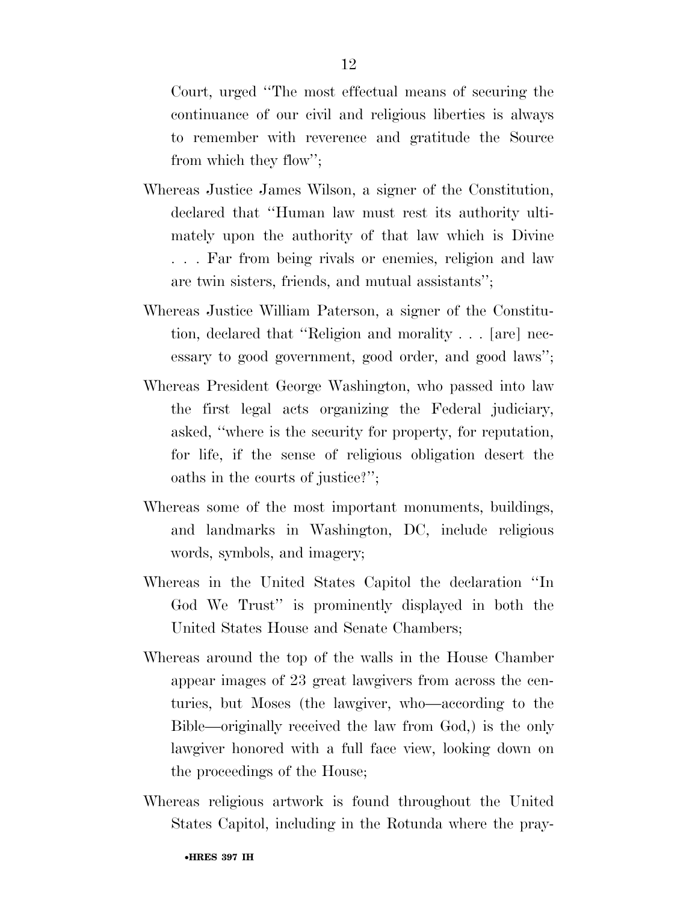Court, urged ''The most effectual means of securing the continuance of our civil and religious liberties is always to remember with reverence and gratitude the Source from which they flow'';

Whereas Justice James Wilson, a signer of the Constitution, declared that ''Human law must rest its authority ultimately upon the authority of that law which is Divine . . . Far from being rivals or enemies, religion and law are twin sisters, friends, and mutual assistants'';

Whereas Justice William Paterson, a signer of the Constitution, declared that ''Religion and morality . . . [are] necessary to good government, good order, and good laws'';

Whereas President George Washington, who passed into law the first legal acts organizing the Federal judiciary, asked, ''where is the security for property, for reputation, for life, if the sense of religious obligation desert the oaths in the courts of justice?'';

Whereas some of the most important monuments, buildings, and landmarks in Washington, DC, include religious words, symbols, and imagery;

Whereas in the United States Capitol the declaration ''In God We Trust'' is prominently displayed in both the United States House and Senate Chambers;

Whereas around the top of the walls in the House Chamber appear images of 23 great lawgivers from across the centuries, but Moses (the lawgiver, who—according to the Bible—originally received the law from God,) is the only lawgiver honored with a full face view, looking down on the proceedings of the House;

Whereas religious artwork is found throughout the United States Capitol, including in the Rotunda where the pray-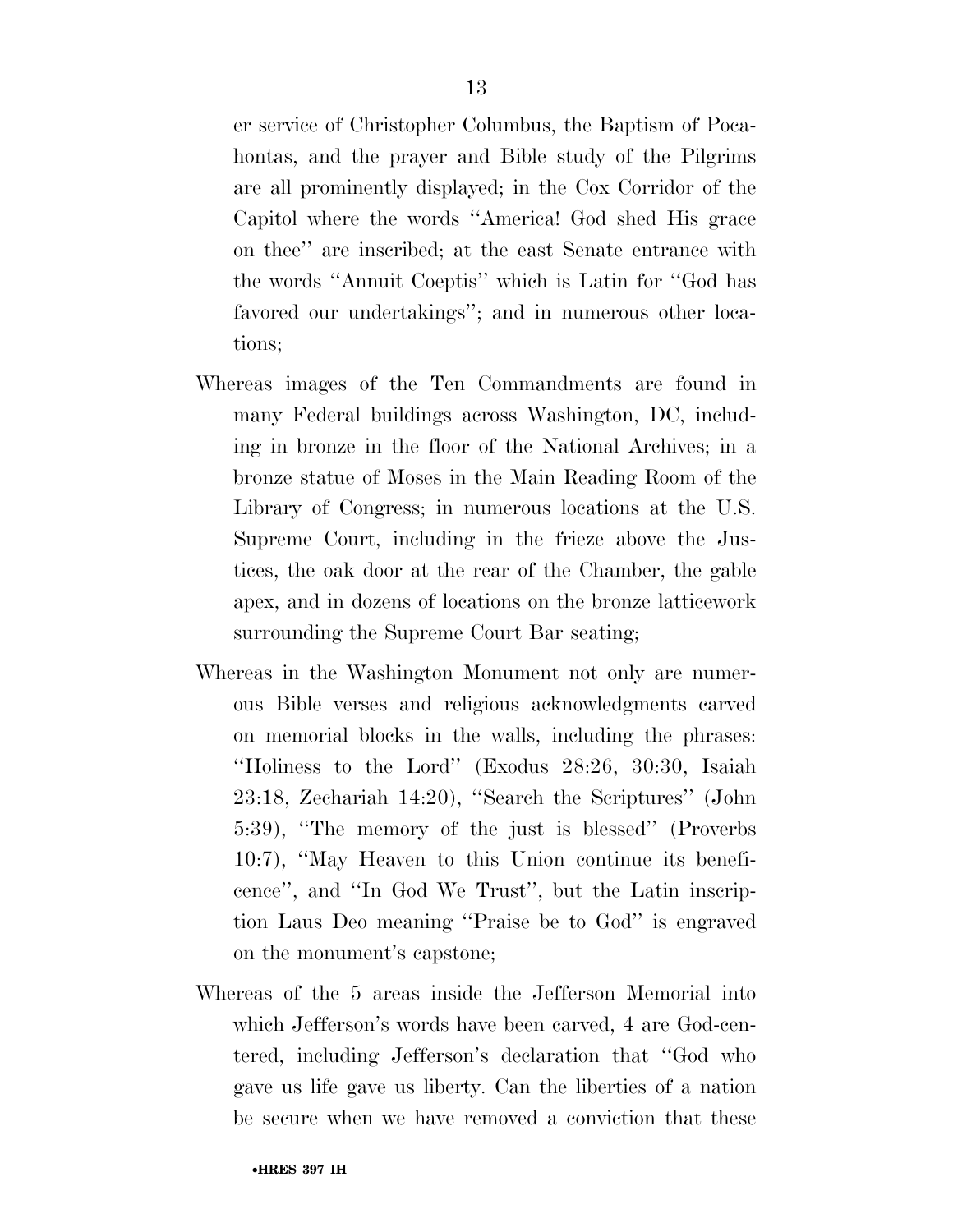er service of Christopher Columbus, the Baptism of Pocahontas, and the prayer and Bible study of the Pilgrims are all prominently displayed; in the Cox Corridor of the Capitol where the words ''America! God shed His grace on thee'' are inscribed; at the east Senate entrance with the words ''Annuit Coeptis'' which is Latin for ''God has favored our undertakings''; and in numerous other locations;

Whereas images of the Ten Commandments are found in many Federal buildings across Washington, DC, including in bronze in the floor of the National Archives; in a bronze statue of Moses in the Main Reading Room of the Library of Congress; in numerous locations at the U.S. Supreme Court, including in the frieze above the Justices, the oak door at the rear of the Chamber, the gable apex, and in dozens of locations on the bronze latticework surrounding the Supreme Court Bar seating;

Whereas in the Washington Monument not only are numerous Bible verses and religious acknowledgments carved on memorial blocks in the walls, including the phrases: ''Holiness to the Lord'' (Exodus 28:26, 30:30, Isaiah 23:18, Zechariah 14:20), ''Search the Scriptures'' (John 5:39), ''The memory of the just is blessed'' (Proverbs 10:7), ''May Heaven to this Union continue its beneficence'', and ''In God We Trust'', but the Latin inscription Laus Deo meaning ''Praise be to God'' is engraved on the monument's capstone;

Whereas of the 5 areas inside the Jefferson Memorial into which Jefferson's words have been carved, 4 are God-centered, including Jefferson's declaration that ''God who gave us life gave us liberty. Can the liberties of a nation be secure when we have removed a conviction that these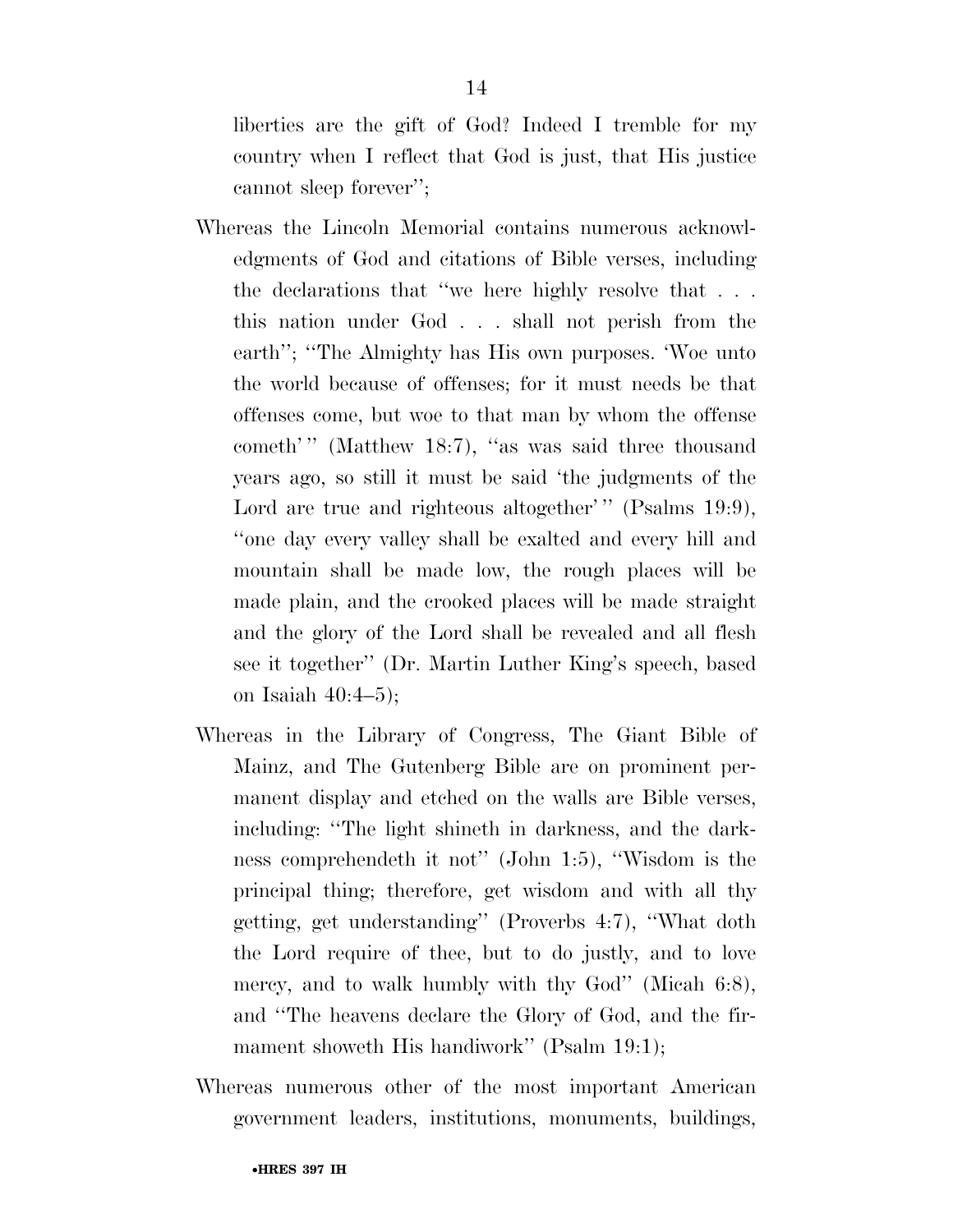liberties are the gift of God? Indeed I tremble for my country when I reflect that God is just, that His justice cannot sleep forever'';

Whereas the Lincoln Memorial contains numerous acknowledgments of God and citations of Bible verses, including the declarations that ''we here highly resolve that . . . this nation under God . . . shall not perish from the earth''; ''The Almighty has His own purposes. 'Woe unto the world because of offenses; for it must needs be that offenses come, but woe to that man by whom the offense cometh' '' (Matthew 18:7), ''as was said three thousand years ago, so still it must be said 'the judgments of the Lord are true and righteous altogether' '' (Psalms 19:9), ''one day every valley shall be exalted and every hill and mountain shall be made low, the rough places will be made plain, and the crooked places will be made straight and the glory of the Lord shall be revealed and all flesh see it together'' (Dr. Martin Luther King's speech, based on Isaiah 40:4–5);

Whereas in the Library of Congress, The Giant Bible of Mainz, and The Gutenberg Bible are on prominent permanent display and etched on the walls are Bible verses, including: ''The light shineth in darkness, and the darkness comprehendeth it not'' (John 1:5), ''Wisdom is the principal thing; therefore, get wisdom and with all thy getting, get understanding'' (Proverbs 4:7), ''What doth the Lord require of thee, but to do justly, and to love mercy, and to walk humbly with thy God'' (Micah 6:8), and ''The heavens declare the Glory of God, and the firmament showeth His handiwork'' (Psalm 19:1);

Whereas numerous other of the most important American government leaders, institutions, monuments, buildings,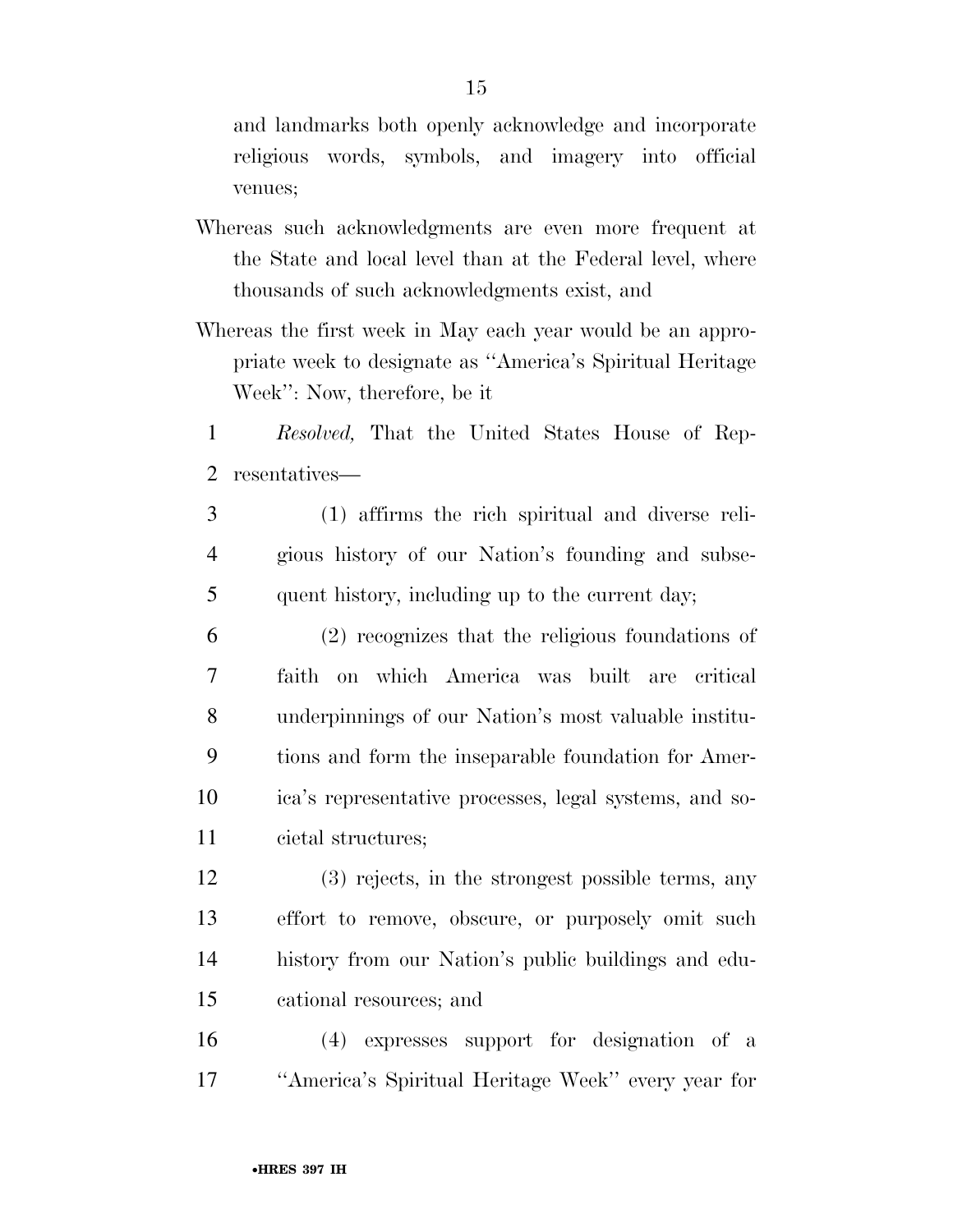and landmarks both openly acknowledge and incorporate religious words, symbols, and imagery into official venues;

Whereas such acknowledgments are even more frequent at the State and local level than at the Federal level, where thousands of such acknowledgments exist, and

Whereas the first week in May each year would be an appropriate week to designate as "America's Spiritual Heritage Week": Now, therefore, be it

*Resolved,* That the United States House of Representatives—

(1) affirms the rich spiritual and diverse religious history of our Nation's founding and subsequent history, including up to the current day;

(2) recognizes that the religious foundations of faith on which America was built are critical underpinnings of our Nation's most valuable institutions and form the inseparable foundation for America's representative processes, legal systems, and societal structures;

(3) rejects, in the strongest possible terms, any effort to remove, obscure, or purposely omit such history from our Nation's public buildings and educational resources; and

(4) expresses support for designation of a "America's Spiritual Heritage Week" every year for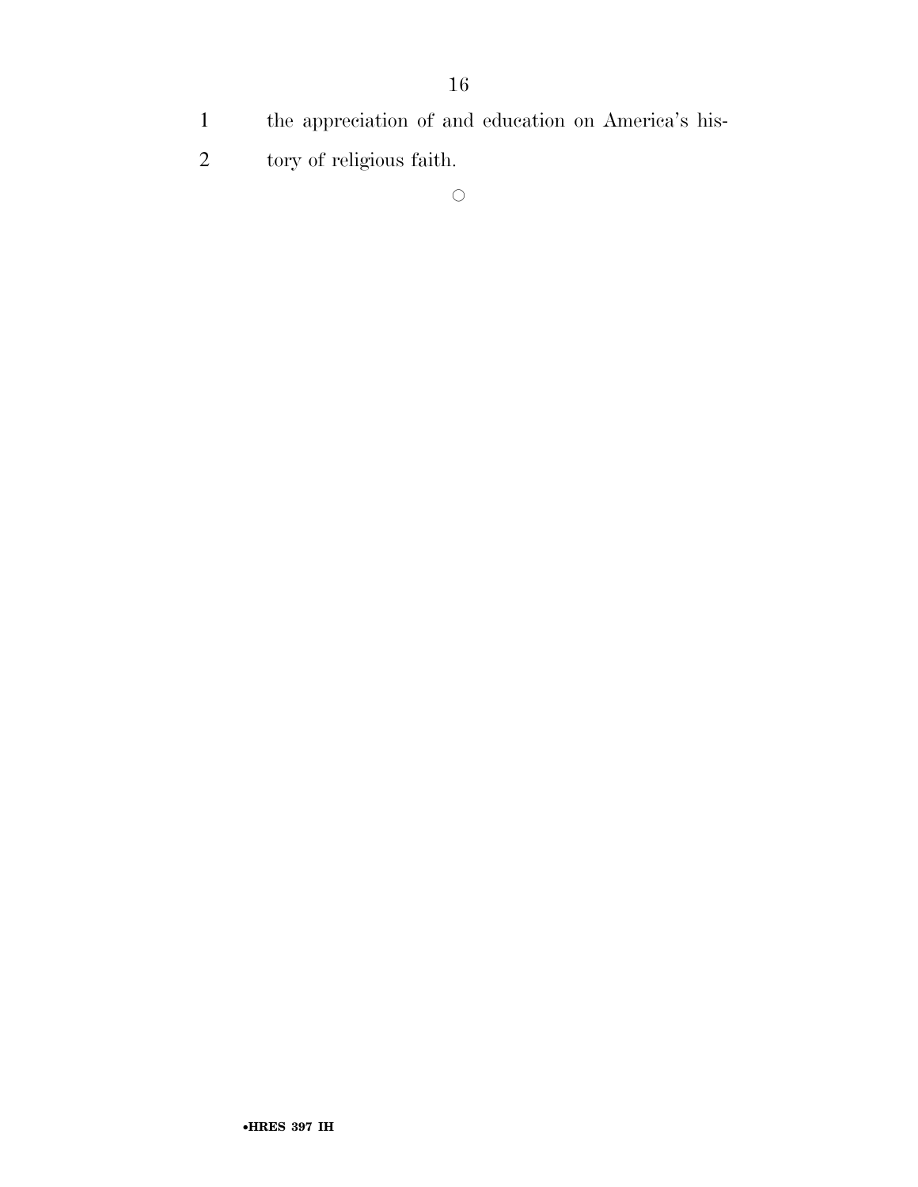the appreciation of and education on America's history of religious faith.

○